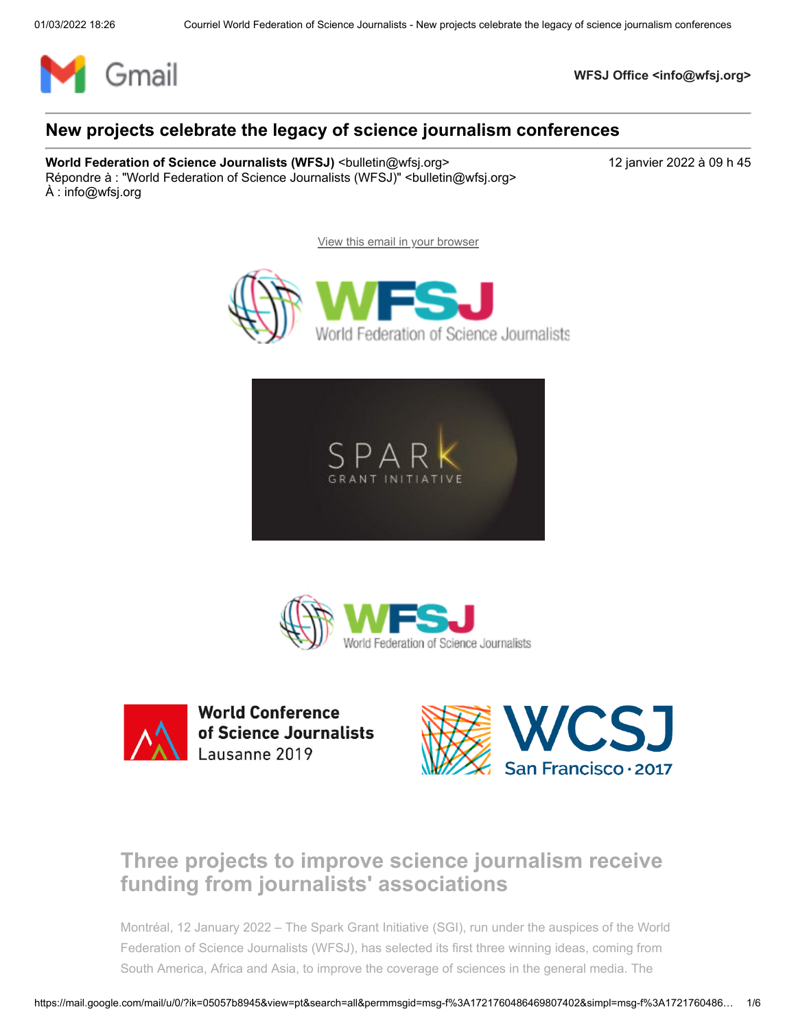WFSJ Office <info@wfsj.org>

# New projects celebrate the legacy of science journalism conferences

**World Federation of Science Journalists (WFSJ)** <bulletin@wfsj.org>
Répondre à : "World Federation of Science Journalists (WFSJ)" <bulletin@wfsj.org>
À : info@wfsj.org

12 janvier 2022 à 09 h 45

View this email in your browser

WFSJ World Federation of Science Journalists

SPARK GRANT INITIATIVE

WFSJ World Federation of Science Journalists

World Conference of Science Journalists Lausanne 2019

WCSJ San Francisco · 2017

## Three projects to improve science journalism receive funding from journalists' associations

Montréal, 12 January 2022 – The Spark Grant Initiative (SGI), run under the auspices of the World Federation of Science Journalists (WFSJ), has selected its first three winning ideas, coming from South America, Africa and Asia, to improve the coverage of sciences in the general media. The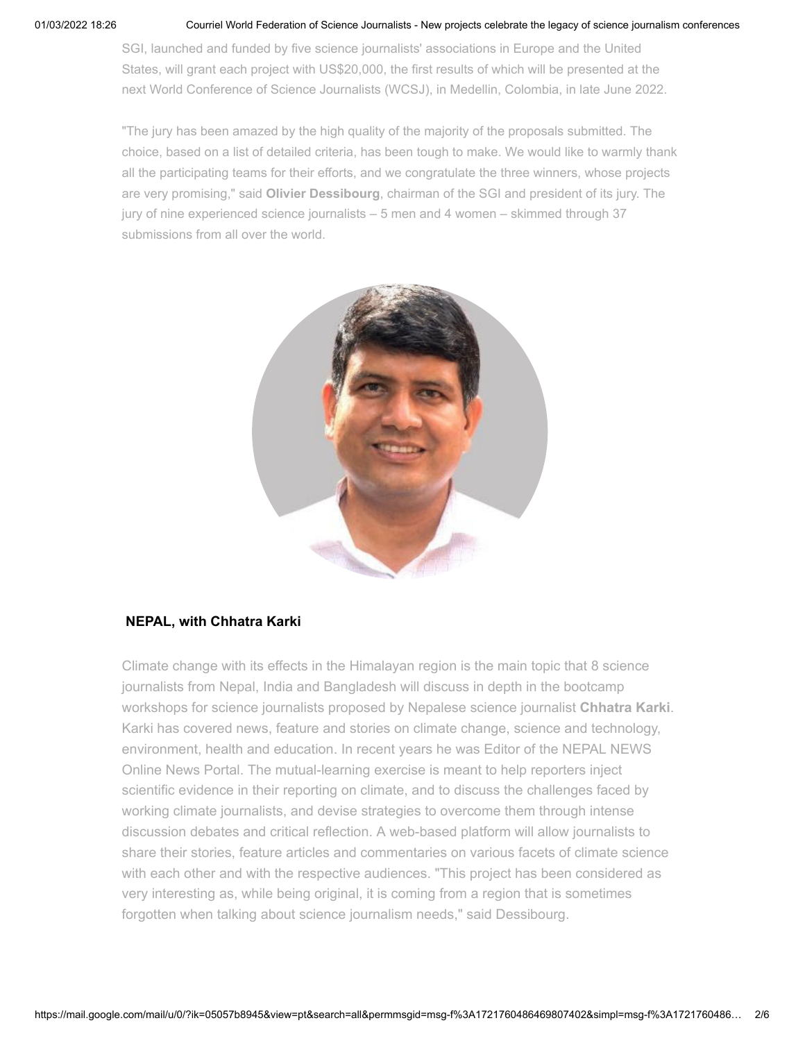SGI, launched and funded by five science journalists' associations in Europe and the United States, will grant each project with US$20,000, the first results of which will be presented at the next World Conference of Science Journalists (WCSJ), in Medellin, Colombia, in late June 2022.

"The jury has been amazed by the high quality of the majority of the proposals submitted. The choice, based on a list of detailed criteria, has been tough to make. We would like to warmly thank all the participating teams for their efforts, and we congratulate the three winners, whose projects are very promising," said **Olivier Dessibourg**, chairman of the SGI and president of its jury. The jury of nine experienced science journalists – 5 men and 4 women – skimmed through 37 submissions from all over the world.

**NEPAL, with Chhatra Karki**

Climate change with its effects in the Himalayan region is the main topic that 8 science journalists from Nepal, India and Bangladesh will discuss in depth in the bootcamp workshops for science journalists proposed by Nepalese science journalist **Chhatra Karki**. Karki has covered news, feature and stories on climate change, science and technology, environment, health and education. In recent years he was Editor of the NEPAL NEWS Online News Portal. The mutual-learning exercise is meant to help reporters inject scientific evidence in their reporting on climate, and to discuss the challenges faced by working climate journalists, and devise strategies to overcome them through intense discussion debates and critical reflection. A web-based platform will allow journalists to share their stories, feature articles and commentaries on various facets of climate science with each other and with the respective audiences. "This project has been considered as very interesting as, while being original, it is coming from a region that is sometimes forgotten when talking about science journalism needs," said Dessibourg.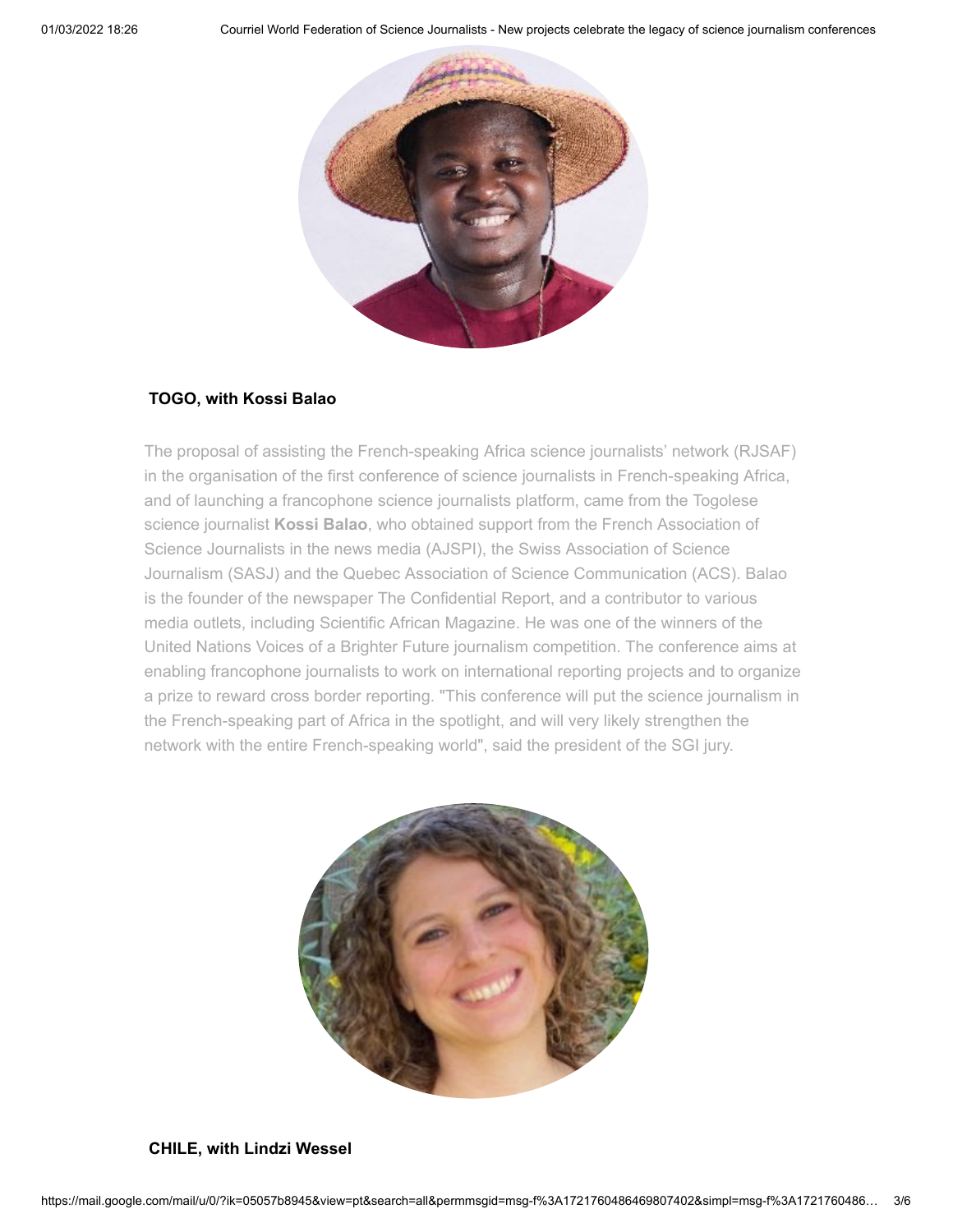**TOGO, with Kossi Balao**

The proposal of assisting the French-speaking Africa science journalists' network (RJSAF) in the organisation of the first conference of science journalists in French-speaking Africa, and of launching a francophone science journalists platform, came from the Togolese science journalist **Kossi Balao**, who obtained support from the French Association of Science Journalists in the news media (AJSPI), the Swiss Association of Science Journalism (SASJ) and the Quebec Association of Science Communication (ACS). Balao is the founder of the newspaper The Confidential Report, and a contributor to various media outlets, including Scientific African Magazine. He was one of the winners of the United Nations Voices of a Brighter Future journalism competition. The conference aims at enabling francophone journalists to work on international reporting projects and to organize a prize to reward cross border reporting. "This conference will put the science journalism in the French-speaking part of Africa in the spotlight, and will very likely strengthen the network with the entire French-speaking world", said the president of the SGI jury.

**CHILE, with Lindzi Wessel**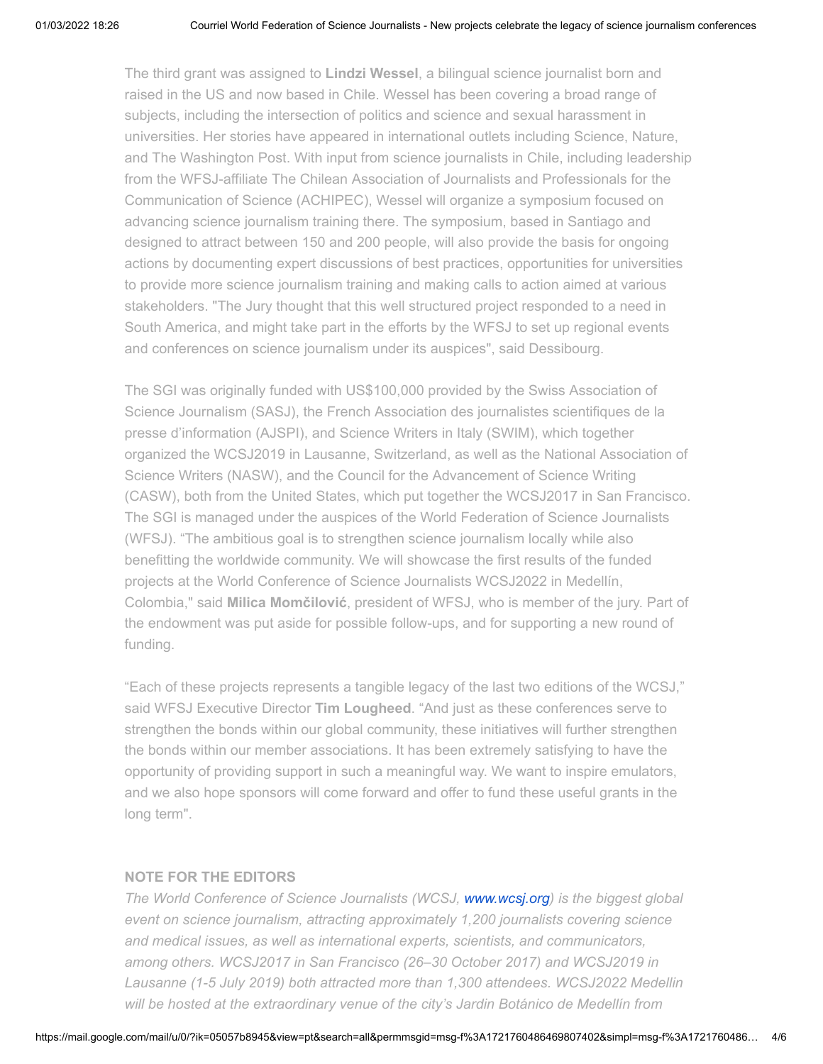The third grant was assigned to **Lindzi Wessel**, a bilingual science journalist born and raised in the US and now based in Chile. Wessel has been covering a broad range of subjects, including the intersection of politics and science and sexual harassment in universities. Her stories have appeared in international outlets including Science, Nature, and The Washington Post. With input from science journalists in Chile, including leadership from the WFSJ-affiliate The Chilean Association of Journalists and Professionals for the Communication of Science (ACHIPEC), Wessel will organize a symposium focused on advancing science journalism training there. The symposium, based in Santiago and designed to attract between 150 and 200 people, will also provide the basis for ongoing actions by documenting expert discussions of best practices, opportunities for universities to provide more science journalism training and making calls to action aimed at various stakeholders. "The Jury thought that this well structured project responded to a need in South America, and might take part in the efforts by the WFSJ to set up regional events and conferences on science journalism under its auspices", said Dessibourg.

The SGI was originally funded with US$100,000 provided by the Swiss Association of Science Journalism (SASJ), the French Association des journalistes scientifiques de la presse d'information (AJSPI), and Science Writers in Italy (SWIM), which together organized the WCSJ2019 in Lausanne, Switzerland, as well as the National Association of Science Writers (NASW), and the Council for the Advancement of Science Writing (CASW), both from the United States, which put together the WCSJ2017 in San Francisco. The SGI is managed under the auspices of the World Federation of Science Journalists (WFSJ). "The ambitious goal is to strengthen science journalism locally while also benefitting the worldwide community. We will showcase the first results of the funded projects at the World Conference of Science Journalists WCSJ2022 in Medellín, Colombia," said **Milica Momčilović**, president of WFSJ, who is member of the jury. Part of the endowment was put aside for possible follow-ups, and for supporting a new round of funding.

"Each of these projects represents a tangible legacy of the last two editions of the WCSJ," said WFSJ Executive Director **Tim Lougheed**. "And just as these conferences serve to strengthen the bonds within our global community, these initiatives will further strengthen the bonds within our member associations. It has been extremely satisfying to have the opportunity of providing support in such a meaningful way. We want to inspire emulators, and we also hope sponsors will come forward and offer to fund these useful grants in the long term".

**NOTE FOR THE EDITORS**

*The World Conference of Science Journalists (WCSJ, [www.wcsj.org](http://www.wcsj.org)) is the biggest global event on science journalism, attracting approximately 1,200 journalists covering science and medical issues, as well as international experts, scientists, and communicators, among others. WCSJ2017 in San Francisco (26–30 October 2017) and WCSJ2019 in Lausanne (1-5 July 2019) both attracted more than 1,300 attendees. WCSJ2022 Medellin will be hosted at the extraordinary venue of the city's Jardin Botánico de Medellín from*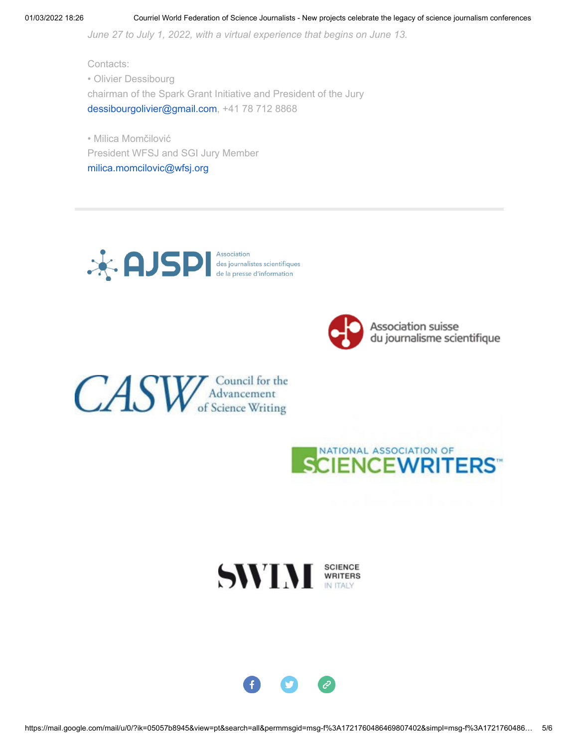*June 27 to July 1, 2022, with a virtual experience that begins on June 13.*

Contacts:

- Olivier Dessibourg
chairman of the Spark Grant Initiative and President of the Jury
dessibourgolivier@gmail.com, +41 78 712 8868

- Milica Momčilović
President WFSJ and SGI Jury Member
milica.momcilovic@wfsj.org

---

AJSPI Association des journalistes scientifiques de la presse d'information

Association suisse du journalisme scientifique

CASW Council for the Advancement of Science Writing

NATIONAL ASSOCIATION OF SCIENCE WRITERS™

SWIM SCIENCE WRITERS IN ITALY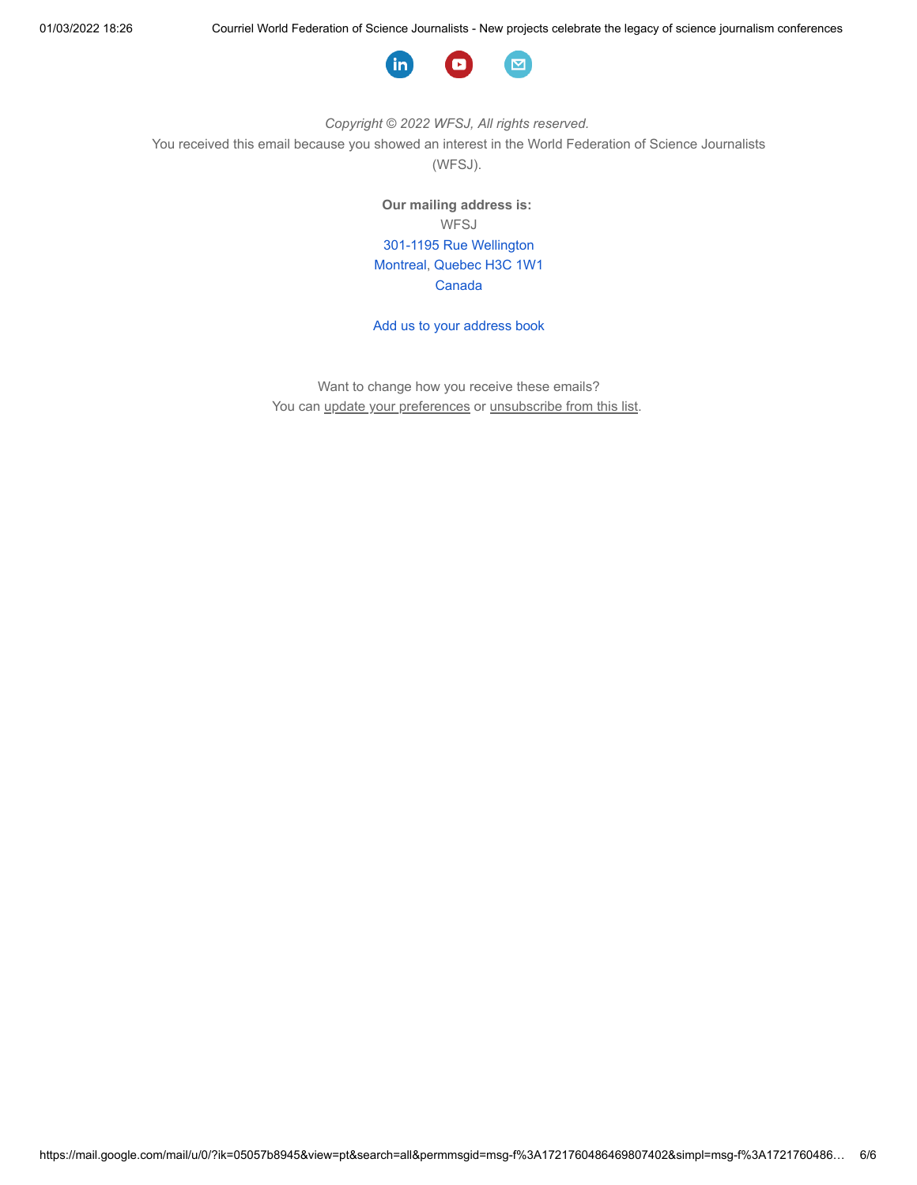*Copyright © 2022 WFSJ, All rights reserved.*
You received this email because you showed an interest in the World Federation of Science Journalists (WFSJ).

**Our mailing address is:**
WFSJ
301-1195 Rue Wellington
Montreal, Quebec H3C 1W1
Canada

Add us to your address book

Want to change how you receive these emails?
You can update your preferences or unsubscribe from this list.